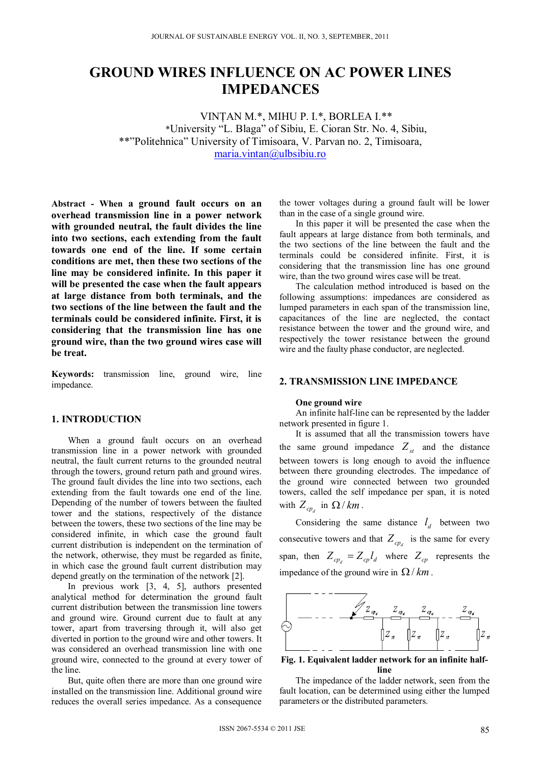# GROUND WIRES INFLUENCE ON AC POWER LINES IMPEDANCES

VINȚAN M.\*, MIHU P. I.\*, BORLEA I.\*\*
\*University "L. Blaga" of Sibiu, E. Cioran Str. No. 4, Sibiu,
\*\*"Politehnica" University of Timisoara, V. Parvan no. 2, Timisoara,
maria.vintan@ulbsibiu.ro

**Abstract - When a ground fault occurs on an overhead transmission line in a power network with grounded neutral, the fault divides the line into two sections, each extending from the fault towards one end of the line. If some certain conditions are met, then these two sections of the line may be considered infinite. In this paper it will be presented the case when the fault appears at large distance from both terminals, and the two sections of the line between the fault and the terminals could be considered infinite. First, it is considering that the transmission line has one ground wire, than the two ground wires case will be treat.**

**Keywords:** transmission line, ground wire, line impedance.

## 1. INTRODUCTION

When a ground fault occurs on an overhead transmission line in a power network with grounded neutral, the fault current returns to the grounded neutral through the towers, ground return path and ground wires. The ground fault divides the line into two sections, each extending from the fault towards one end of the line. Depending of the number of towers between the faulted tower and the stations, respectively of the distance between the towers, these two sections of the line may be considered infinite, in which case the ground fault current distribution is independent on the termination of the network, otherwise, they must be regarded as finite, in which case the ground fault current distribution may depend greatly on the termination of the network [2].

In previous work [3, 4, 5], authors presented analytical method for determination the ground fault current distribution between the transmission line towers and ground wire. Ground current due to fault at any tower, apart from traversing through it, will also get diverted in portion to the ground wire and other towers. It was considered an overhead transmission line with one ground wire, connected to the ground at every tower of the line.

But, quite often there are more than one ground wire installed on the transmission line. Additional ground wire reduces the overall series impedance. As a consequence the tower voltages during a ground fault will be lower than in the case of a single ground wire.

In this paper it will be presented the case when the fault appears at large distance from both terminals, and the two sections of the line between the fault and the terminals could be considered infinite. First, it is considering that the transmission line has one ground wire, than the two ground wires case will be treat.

The calculation method introduced is based on the following assumptions: impedances are considered as lumped parameters in each span of the transmission line, capacitances of the line are neglected, the contact resistance between the tower and the ground wire, and respectively the tower resistance between the ground wire and the faulty phase conductor, are neglected.

## 2. TRANSMISSION LINE IMPEDANCE

**One ground wire**

An infinite half-line can be represented by the ladder network presented in figure 1.

It is assumed that all the transmission towers have the same ground impedance $Z_{st}$ and the distance between towers is long enough to avoid the influence between there grounding electrodes. The impedance of the ground wire connected between two grounded towers, called the self impedance per span, it is noted with $Z_{cp_d}$ in $\Omega/km$.

Considering the same distance $l_d$ between two consecutive towers and that $Z_{cp_d}$ is the same for every span, then $Z_{cp_d} = Z_{cp} l_d$ where $Z_{cp}$ represents the impedance of the ground wire in $\Omega/km$.

**Fig. 1. Equivalent ladder network for an infinite half-line**

The impedance of the ladder network, seen from the fault location, can be determined using either the lumped parameters or the distributed parameters.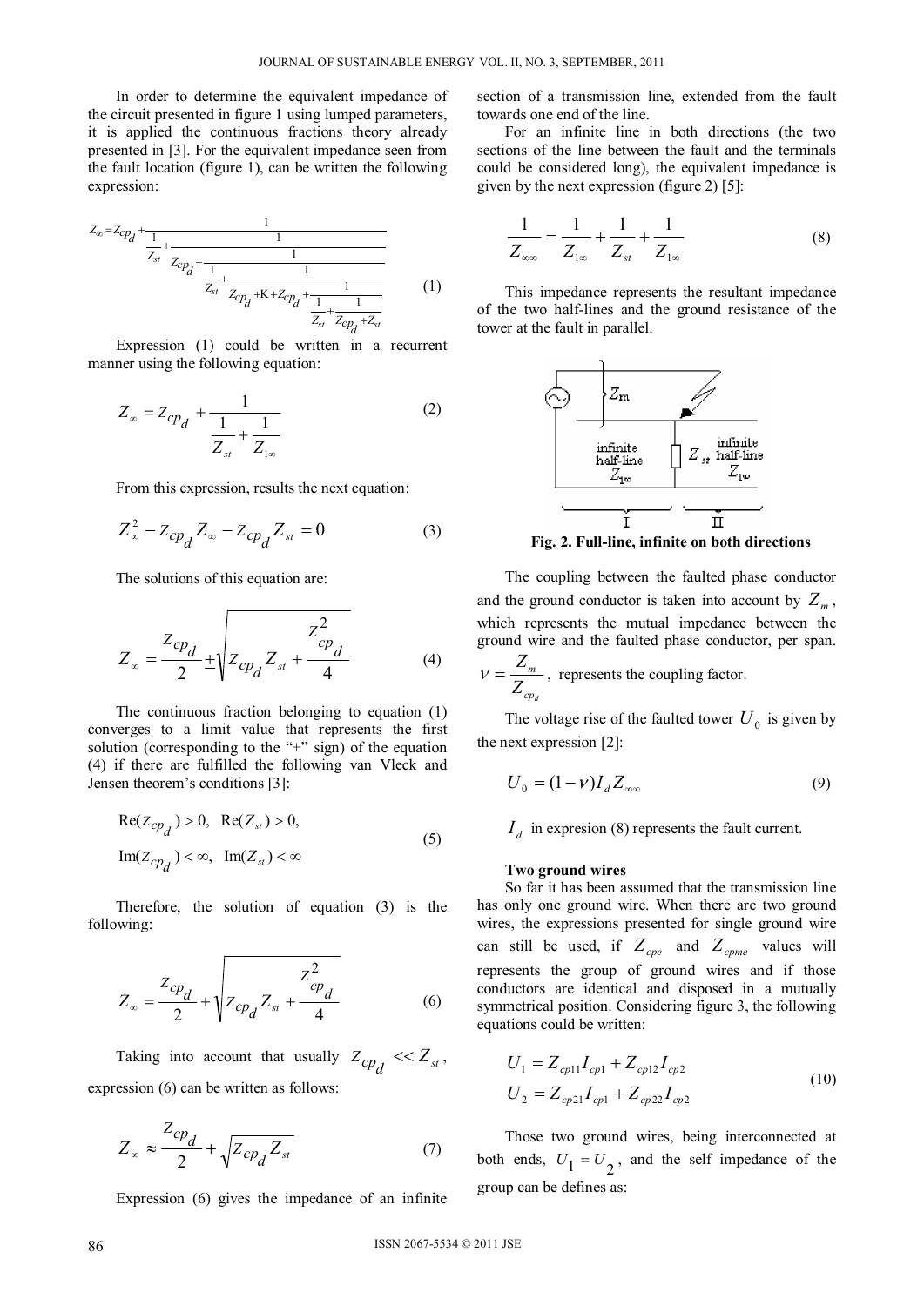In order to determine the equivalent impedance of the circuit presented in figure 1 using lumped parameters, it is applied the continuous fractions theory already presented in [3]. For the equivalent impedance seen from the fault location (figure 1), can be written the following expression:

$$Z_\infty = Z_{cp_d} + \cfrac{1}{\cfrac{1}{Z_{st}} + \cfrac{1}{Z_{cp_d} + \cfrac{1}{\cfrac{1}{Z_{st}} + \cfrac{1}{Z_{cp_d} + \mathrm{K} + Z_{cp_d} + \cfrac{1}{\cfrac{1}{Z_{st}} + \cfrac{1}{Z_{cp_d} + Z_{st}}}}}}} \qquad (1)$$

Expression (1) could be written in a recurrent manner using the following equation:

$$Z_\infty = Z_{cp_d} + \frac{1}{\frac{1}{Z_{st}} + \frac{1}{Z_{1\infty}}} \qquad (2)$$

From this expression, results the next equation:

$$Z_\infty^2 - Z_{cp_d} Z_\infty - Z_{cp_d} Z_{st} = 0 \qquad (3)$$

The solutions of this equation are:

$$Z_\infty = \frac{Z_{cp_d}}{2} \pm \sqrt{Z_{cp_d} Z_{st} + \frac{Z_{cp_d}^2}{4}} \qquad (4)$$

The continuous fraction belonging to equation (1) converges to a limit value that represents the first solution (corresponding to the "+" sign) of the equation (4) if there are fulfilled the following van Vleck and Jensen theorem's conditions [3]:

$$\begin{aligned} &\mathrm{Re}(Z_{cp_d}) > 0, \ \ \mathrm{Re}(Z_{st}) > 0, \\ &\mathrm{Im}(Z_{cp_d}) < \infty, \ \ \mathrm{Im}(Z_{st}) < \infty \end{aligned} \qquad (5)$$

Therefore, the solution of equation (3) is the following:

$$Z_\infty = \frac{Z_{cp_d}}{2} + \sqrt{Z_{cp_d} Z_{st} + \frac{Z_{cp_d}^2}{4}} \qquad (6)$$

Taking into account that usually $Z_{cp_d} << Z_{st}$, expression (6) can be written as follows:

$$Z_\infty \approx \frac{Z_{cp_d}}{2} + \sqrt{Z_{cp_d} Z_{st}} \qquad (7)$$

Expression (6) gives the impedance of an infinite section of a transmission line, extended from the fault towards one end of the line.

For an infinite line in both directions (the two sections of the line between the fault and the terminals could be considered long), the equivalent impedance is given by the next expression (figure 2) [5]:

$$\frac{1}{Z_{\infty\infty}} = \frac{1}{Z_{1\infty}} + \frac{1}{Z_{st}} + \frac{1}{Z_{1\infty}} \qquad (8)$$

This impedance represents the resultant impedance of the two half-lines and the ground resistance of the tower at the fault in parallel.

**Fig. 2. Full-line, infinite on both directions**

The coupling between the faulted phase conductor and the ground conductor is taken into account by $Z_m$, which represents the mutual impedance between the ground wire and the faulted phase conductor, per span.

$\nu = \frac{Z_m}{Z_{cp_d}}$, represents the coupling factor.

The voltage rise of the faulted tower $U_0$ is given by the next expression [2]:

$$U_0 = (1 - \nu) I_d Z_{\infty\infty} \qquad (9)$$

$I_d$ in expresion (8) represents the fault current.

**Two ground wires**

So far it has been assumed that the transmission line has only one ground wire. When there are two ground wires, the expressions presented for single ground wire can still be used, if $Z_{cpe}$ and $Z_{cpme}$ values will represents the group of ground wires and if those conductors are identical and disposed in a mutually symmetrical position. Considering figure 3, the following equations could be written:

$$\begin{aligned} U_1 &= Z_{cp11} I_{cp1} + Z_{cp12} I_{cp2} \\ U_2 &= Z_{cp21} I_{cp1} + Z_{cp22} I_{cp2} \end{aligned} \qquad (10)$$

Those two ground wires, being interconnected at both ends, $U_1 = U_2$, and the self impedance of the group can be defines as: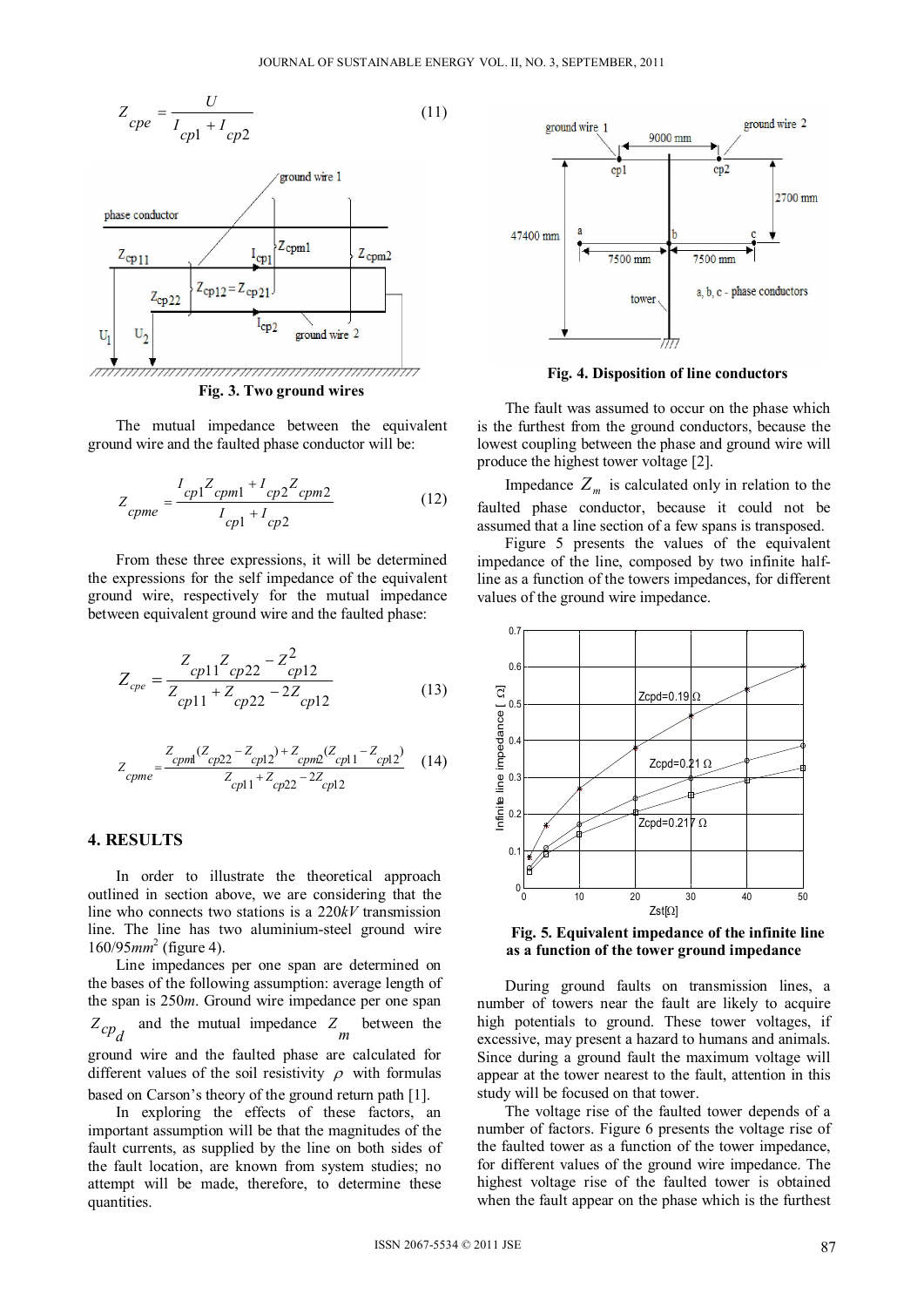$$Z_{cpe} = \frac{U}{I_{cp1} + I_{cp2}} \tag{11}$$

Fig. 3. Two ground wires

The mutual impedance between the equivalent ground wire and the faulted phase conductor will be:

$$Z_{cpme} = \frac{I_{cp1} Z_{cpm1} + I_{cp2} Z_{cpm2}}{I_{cp1} + I_{cp2}} \tag{12}$$

From these three expressions, it will be determined the expressions for the self impedance of the equivalent ground wire, respectively for the mutual impedance between equivalent ground wire and the faulted phase:

$$Z_{cpe} = \frac{Z_{cp11} Z_{cp22} - Z_{cp12}^2}{Z_{cp11} + Z_{cp22} - 2Z_{cp12}} \tag{13}$$

$$Z_{cpme} = \frac{Z_{cpm1}(Z_{cp22} - Z_{cp12}) + Z_{cpm2}(Z_{cp11} - Z_{cp12})}{Z_{cp11} + Z_{cp22} - 2Z_{cp12}} \tag{14}$$

## 4. RESULTS

In order to illustrate the theoretical approach outlined in section above, we are considering that the line who connects two stations is a 220*kV* transmission line. The line has two aluminium-steel ground wire 160/95$mm^2$ (figure 4).

Line impedances per one span are determined on the bases of the following assumption: average length of the span is 250*m*. Ground wire impedance per one span $Z_{cp_d}$ and the mutual impedance $Z_m$ between the ground wire and the faulted phase are calculated for different values of the soil resistivity $\rho$ with formulas based on Carson's theory of the ground return path [1].

In exploring the effects of these factors, an important assumption will be that the magnitudes of the fault currents, as supplied by the line on both sides of the fault location, are known from system studies; no attempt will be made, therefore, to determine these quantities.

Fig. 4. Disposition of line conductors

The fault was assumed to occur on the phase which is the furthest from the ground conductors, because the lowest coupling between the phase and ground wire will produce the highest tower voltage [2].

Impedance $Z_m$ is calculated only in relation to the faulted phase conductor, because it could not be assumed that a line section of a few spans is transposed.

Figure 5 presents the values of the equivalent impedance of the line, composed by two infinite half-line as a function of the towers impedances, for different values of the ground wire impedance.

Fig. 5. Equivalent impedance of the infinite line as a function of the tower ground impedance

During ground faults on transmission lines, a number of towers near the fault are likely to acquire high potentials to ground. These tower voltages, if excessive, may present a hazard to humans and animals. Since during a ground fault the maximum voltage will appear at the tower nearest to the fault, attention in this study will be focused on that tower.

The voltage rise of the faulted tower depends of a number of factors. Figure 6 presents the voltage rise of the faulted tower as a function of the tower impedance, for different values of the ground wire impedance. The highest voltage rise of the faulted tower is obtained when the fault appear on the phase which is the furthest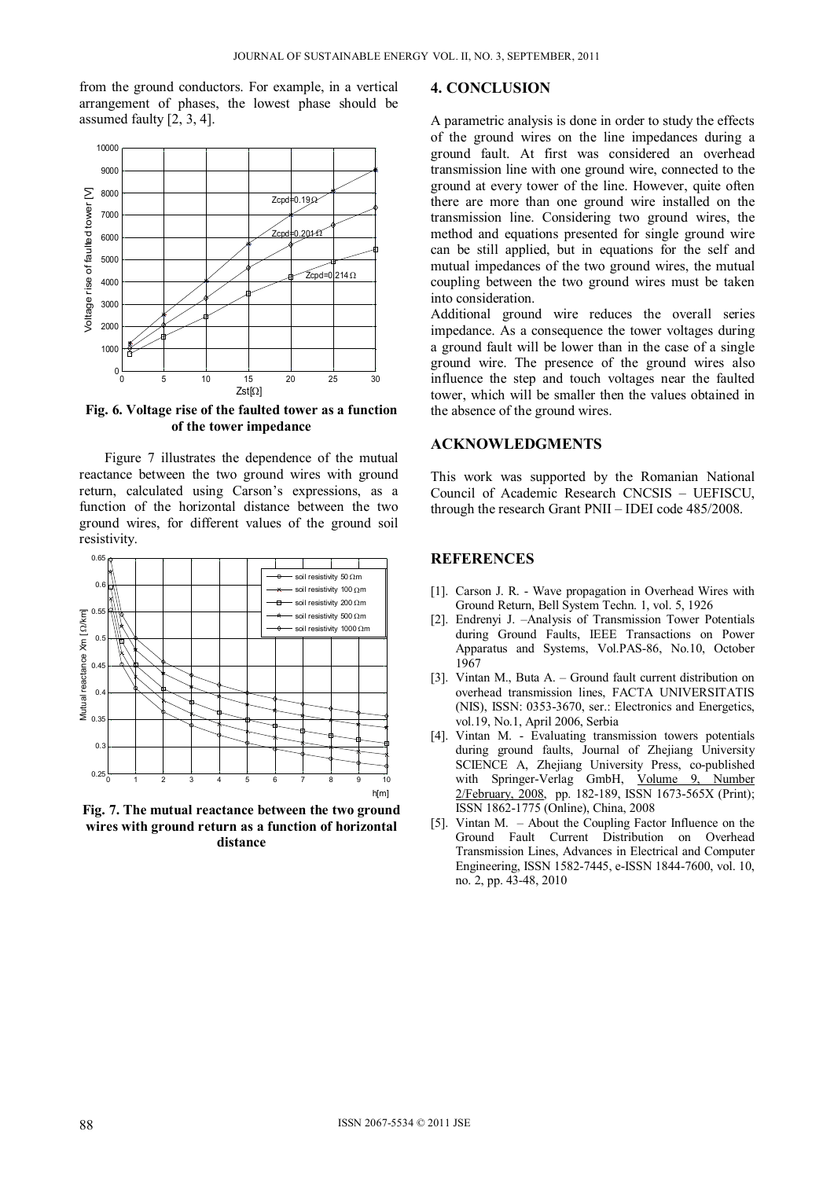from the ground conductors. For example, in a vertical arrangement of phases, the lowest phase should be assumed faulty [2, 3, 4].

Voltage rise of faulted tower [V]

10000
9000
8000
7000
6000
5000
4000
3000
2000
1000
0

0 5 10 15 20 25 30

Zst[Ω]

Zcpd=0.19Ω
Zcpd=0.201Ω
Zcpd=0.214Ω

**Fig. 6. Voltage rise of the faulted tower as a function of the tower impedance**

Figure 7 illustrates the dependence of the mutual reactance between the two ground wires with ground return, calculated using Carson's expressions, as a function of the horizontal distance between the two ground wires, for different values of the ground soil resistivity.

Mutual reactance Xm [Ω/km]

0.65
0.6
0.55
0.5
0.45
0.4
0.35
0.3
0.25

0 1 2 3 4 5 6 7 8 9 10

h[m]

soil resistivity 50 Ωm
soil resistivity 100 Ωm
soil resistivity 200 Ωm
soil resistivity 500 Ωm
soil resistivity 1000 Ωm

**Fig. 7. The mutual reactance between the two ground wires with ground return as a function of horizontal distance**

## 4. CONCLUSION

A parametric analysis is done in order to study the effects of the ground wires on the line impedances during a ground fault. At first was considered an overhead transmission line with one ground wire, connected to the ground at every tower of the line. However, quite often there are more than one ground wire installed on the transmission line. Considering two ground wires, the method and equations presented for single ground wire can be still applied, but in equations for the self and mutual impedances of the two ground wires, the mutual coupling between the two ground wires must be taken into consideration.

Additional ground wire reduces the overall series impedance. As a consequence the tower voltages during a ground fault will be lower than in the case of a single ground wire. The presence of the ground wires also influence the step and touch voltages near the faulted tower, which will be smaller then the values obtained in the absence of the ground wires.

## ACKNOWLEDGMENTS

This work was supported by the Romanian National Council of Academic Research CNCSIS – UEFISCU, through the research Grant PNII – IDEI code 485/2008.

## REFERENCES

[1]. Carson J. R. - Wave propagation in Overhead Wires with Ground Return, Bell System Techn. 1, vol. 5, 1926

[2]. Endrenyi J. –Analysis of Transmission Tower Potentials during Ground Faults, IEEE Transactions on Power Apparatus and Systems, Vol.PAS-86, No.10, October 1967

[3]. Vintan M., Buta A. – Ground fault current distribution on overhead transmission lines, FACTA UNIVERSITATIS (NIS), ISSN: 0353-3670, ser.: Electronics and Energetics, vol.19, No.1, April 2006, Serbia

[4]. Vintan M. - Evaluating transmission towers potentials during ground faults, Journal of Zhejiang University SCIENCE A, Zhejiang University Press, co-published with Springer-Verlag GmbH, Volume 9, Number 2/February, 2008, pp. 182-189, ISSN 1673-565X (Print); ISSN 1862-1775 (Online), China, 2008

[5]. Vintan M. – About the Coupling Factor Influence on the Ground Fault Current Distribution on Overhead Transmission Lines, Advances in Electrical and Computer Engineering, ISSN 1582-7445, e-ISSN 1844-7600, vol. 10, no. 2, pp. 43-48, 2010